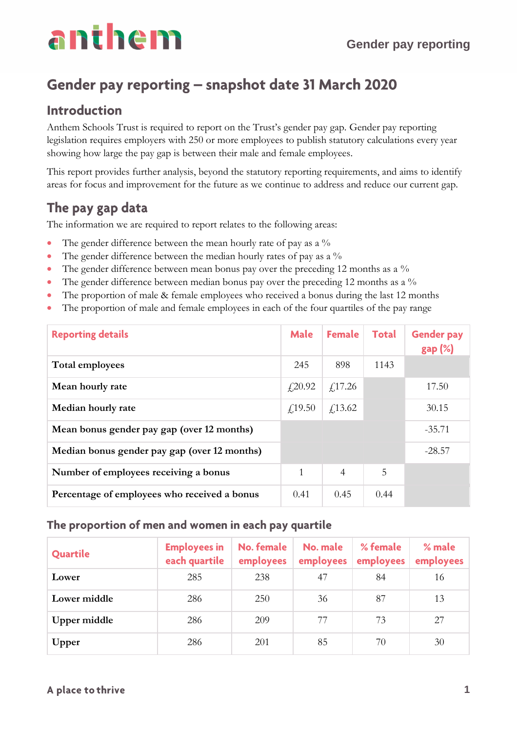# Gender pay reporting – snapshot date 31 March 2020

## Introduction

Anthem Schools Trust is required to report on the Trust's gender pay gap. Gender pay reporting legislation requires employers with 250 or more employees to publish statutory calculations every year showing how large the pay gap is between their male and female employees.

This report provides further analysis, beyond the statutory reporting requirements, and aims to identify areas for focus and improvement for the future as we continue to address and reduce our current gap.

## The pay gap data

The information we are required to report relates to the following areas:

- The gender difference between the mean hourly rate of pay as a %
- The gender difference between the median hourly rates of pay as a %
- The gender difference between mean bonus pay over the preceding 12 months as a %
- The gender difference between median bonus pay over the preceding 12 months as a %
- The proportion of male & female employees who received a bonus during the last 12 months
- The proportion of male and female employees in each of the four quartiles of the pay range

| Reporting details | Male | Female | Total | Gender pay gap (%) |
|---|---|---|---|---|
| **Total employees** | 245 | 898 | 1143 | |
| **Mean hourly rate** | £20.92 | £17.26 | | 17.50 |
| **Median hourly rate** | £19.50 | £13.62 | | 30.15 |
| **Mean bonus gender pay gap (over 12 months)** | | | | -35.71 |
| **Median bonus gender pay gap (over 12 months)** | | | | -28.57 |
| **Number of employees receiving a bonus** | 1 | 4 | 5 | |
| **Percentage of employees who received a bonus** | 0.41 | 0.45 | 0.44 | |

### The proportion of men and women in each pay quartile

| Quartile | Employees in each quartile | No. female employees | No. male employees | % female employees | % male employees |
|---|---|---|---|---|---|
| **Lower** | 285 | 238 | 47 | 84 | 16 |
| **Lower middle** | 286 | 250 | 36 | 87 | 13 |
| **Upper middle** | 286 | 209 | 77 | 73 | 27 |
| **Upper** | 286 | 201 | 85 | 70 | 30 |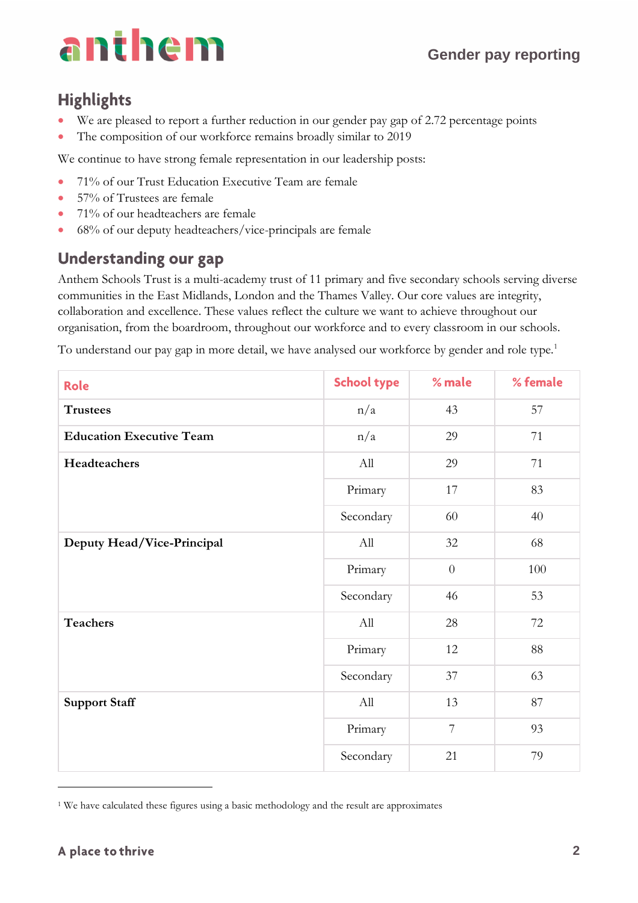## Highlights

- We are pleased to report a further reduction in our gender pay gap of 2.72 percentage points
- The composition of our workforce remains broadly similar to 2019

We continue to have strong female representation in our leadership posts:

- 71% of our Trust Education Executive Team are female
- 57% of Trustees are female
- 71% of our headteachers are female
- 68% of our deputy headteachers/vice-principals are female

## Understanding our gap

Anthem Schools Trust is a multi-academy trust of 11 primary and five secondary schools serving diverse communities in the East Midlands, London and the Thames Valley. Our core values are integrity, collaboration and excellence. These values reflect the culture we want to achieve throughout our organisation, from the boardroom, throughout our workforce and to every classroom in our schools.

To understand our pay gap in more detail, we have analysed our workforce by gender and role type.[1]

| Role | School type | % male | % female |
|---|---|---|---|
| **Trustees** | n/a | 43 | 57 |
| **Education Executive Team** | n/a | 29 | 71 |
| **Headteachers** | All | 29 | 71 |
| | Primary | 17 | 83 |
| | Secondary | 60 | 40 |
| **Deputy Head/Vice-Principal** | All | 32 | 68 |
| | Primary | 0 | 100 |
| | Secondary | 46 | 53 |
| **Teachers** | All | 28 | 72 |
| | Primary | 12 | 88 |
| | Secondary | 37 | 63 |
| **Support Staff** | All | 13 | 87 |
| | Primary | 7 | 93 |
| | Secondary | 21 | 79 |

[1] We have calculated these figures using a basic methodology and the result are approximates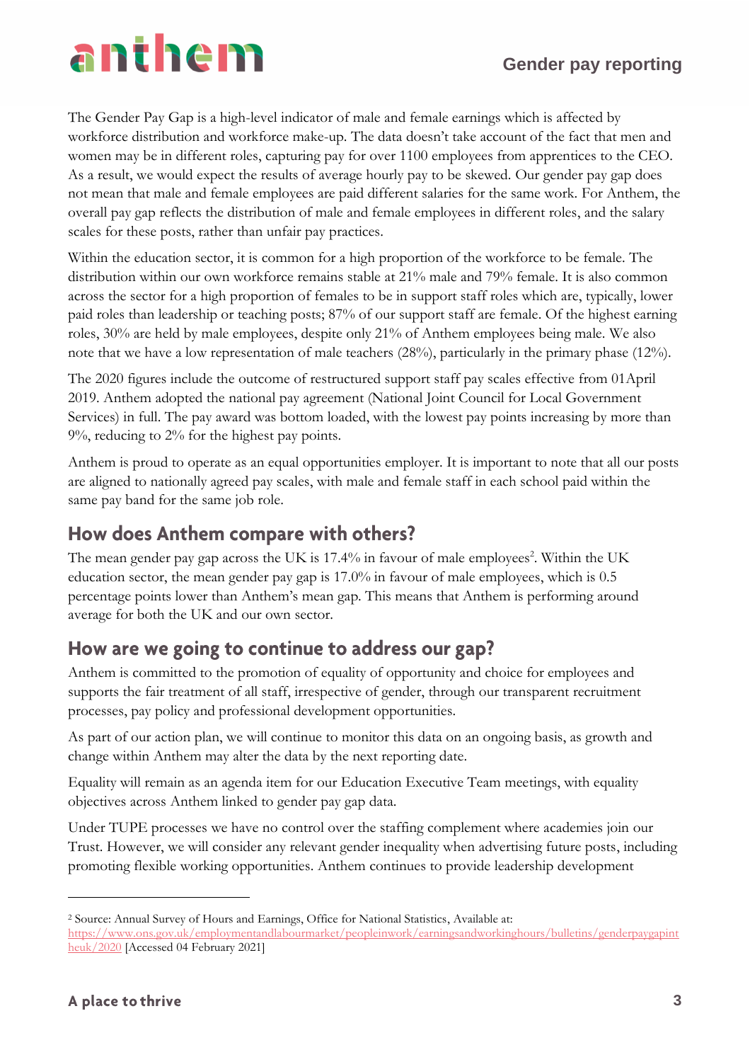The Gender Pay Gap is a high-level indicator of male and female earnings which is affected by workforce distribution and workforce make-up. The data doesn't take account of the fact that men and women may be in different roles, capturing pay for over 1100 employees from apprentices to the CEO. As a result, we would expect the results of average hourly pay to be skewed. Our gender pay gap does not mean that male and female employees are paid different salaries for the same work. For Anthem, the overall pay gap reflects the distribution of male and female employees in different roles, and the salary scales for these posts, rather than unfair pay practices.

Within the education sector, it is common for a high proportion of the workforce to be female. The distribution within our own workforce remains stable at 21% male and 79% female. It is also common across the sector for a high proportion of females to be in support staff roles which are, typically, lower paid roles than leadership or teaching posts; 87% of our support staff are female. Of the highest earning roles, 30% are held by male employees, despite only 21% of Anthem employees being male. We also note that we have a low representation of male teachers (28%), particularly in the primary phase (12%).

The 2020 figures include the outcome of restructured support staff pay scales effective from 01April 2019. Anthem adopted the national pay agreement (National Joint Council for Local Government Services) in full. The pay award was bottom loaded, with the lowest pay points increasing by more than 9%, reducing to 2% for the highest pay points.

Anthem is proud to operate as an equal opportunities employer. It is important to note that all our posts are aligned to nationally agreed pay scales, with male and female staff in each school paid within the same pay band for the same job role.

## How does Anthem compare with others?

The mean gender pay gap across the UK is 17.4% in favour of male employees[2]. Within the UK education sector, the mean gender pay gap is 17.0% in favour of male employees, which is 0.5 percentage points lower than Anthem's mean gap. This means that Anthem is performing around average for both the UK and our own sector.

## How are we going to continue to address our gap?

Anthem is committed to the promotion of equality of opportunity and choice for employees and supports the fair treatment of all staff, irrespective of gender, through our transparent recruitment processes, pay policy and professional development opportunities.

As part of our action plan, we will continue to monitor this data on an ongoing basis, as growth and change within Anthem may alter the data by the next reporting date.

Equality will remain as an agenda item for our Education Executive Team meetings, with equality objectives across Anthem linked to gender pay gap data.

Under TUPE processes we have no control over the staffing complement where academies join our Trust. However, we will consider any relevant gender inequality when advertising future posts, including promoting flexible working opportunities. Anthem continues to provide leadership development

---

[2] Source: Annual Survey of Hours and Earnings, Office for National Statistics, Available at: https://www.ons.gov.uk/employmentandlabourmarket/peopleinwork/earningsandworkinghours/bulletins/genderpaygapintheuk/2020 [Accessed 04 February 2021]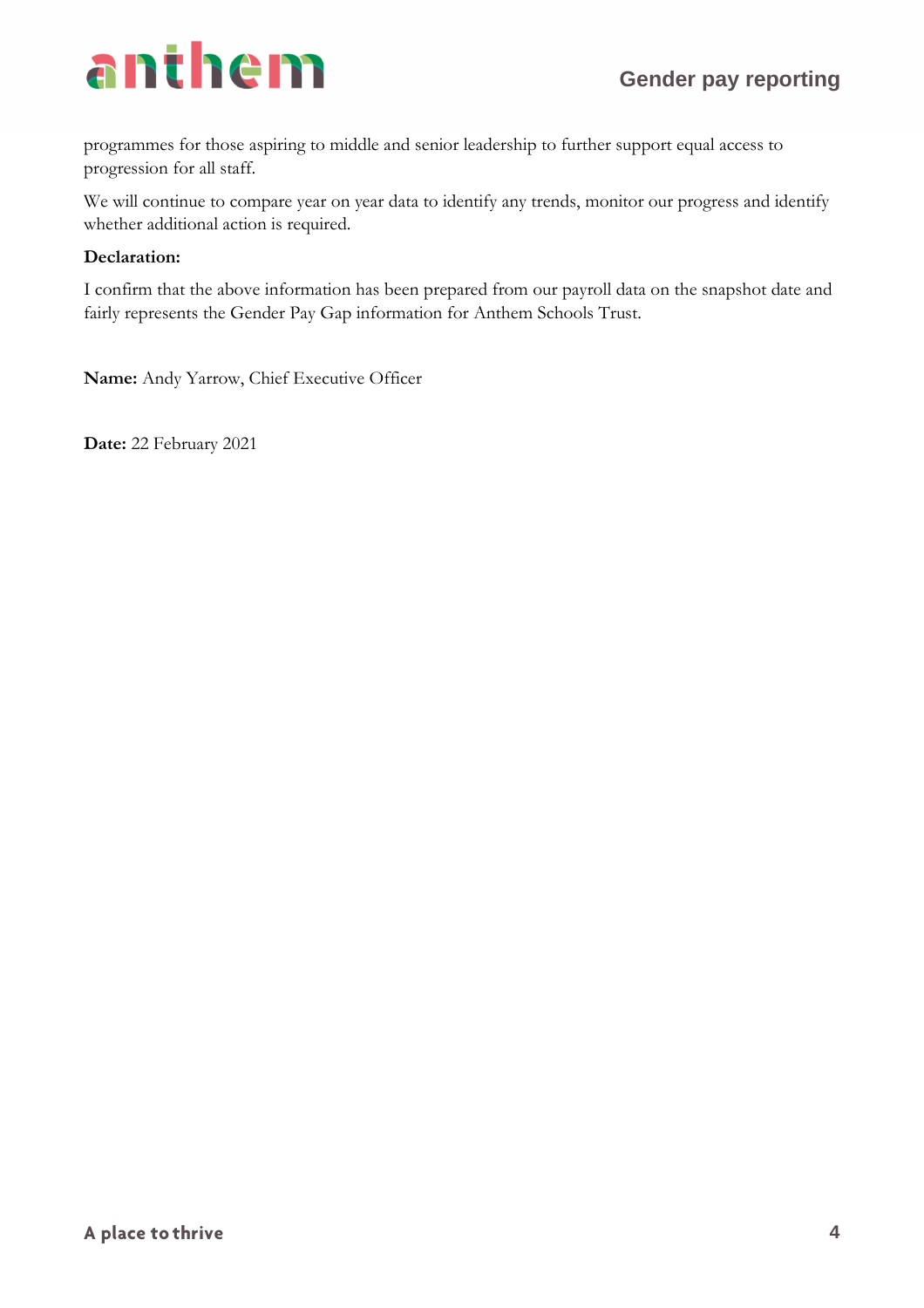programmes for those aspiring to middle and senior leadership to further support equal access to progression for all staff.

We will continue to compare year on year data to identify any trends, monitor our progress and identify whether additional action is required.

**Declaration:**

I confirm that the above information has been prepared from our payroll data on the snapshot date and fairly represents the Gender Pay Gap information for Anthem Schools Trust.

**Name:** Andy Yarrow, Chief Executive Officer

**Date:** 22 February 2021